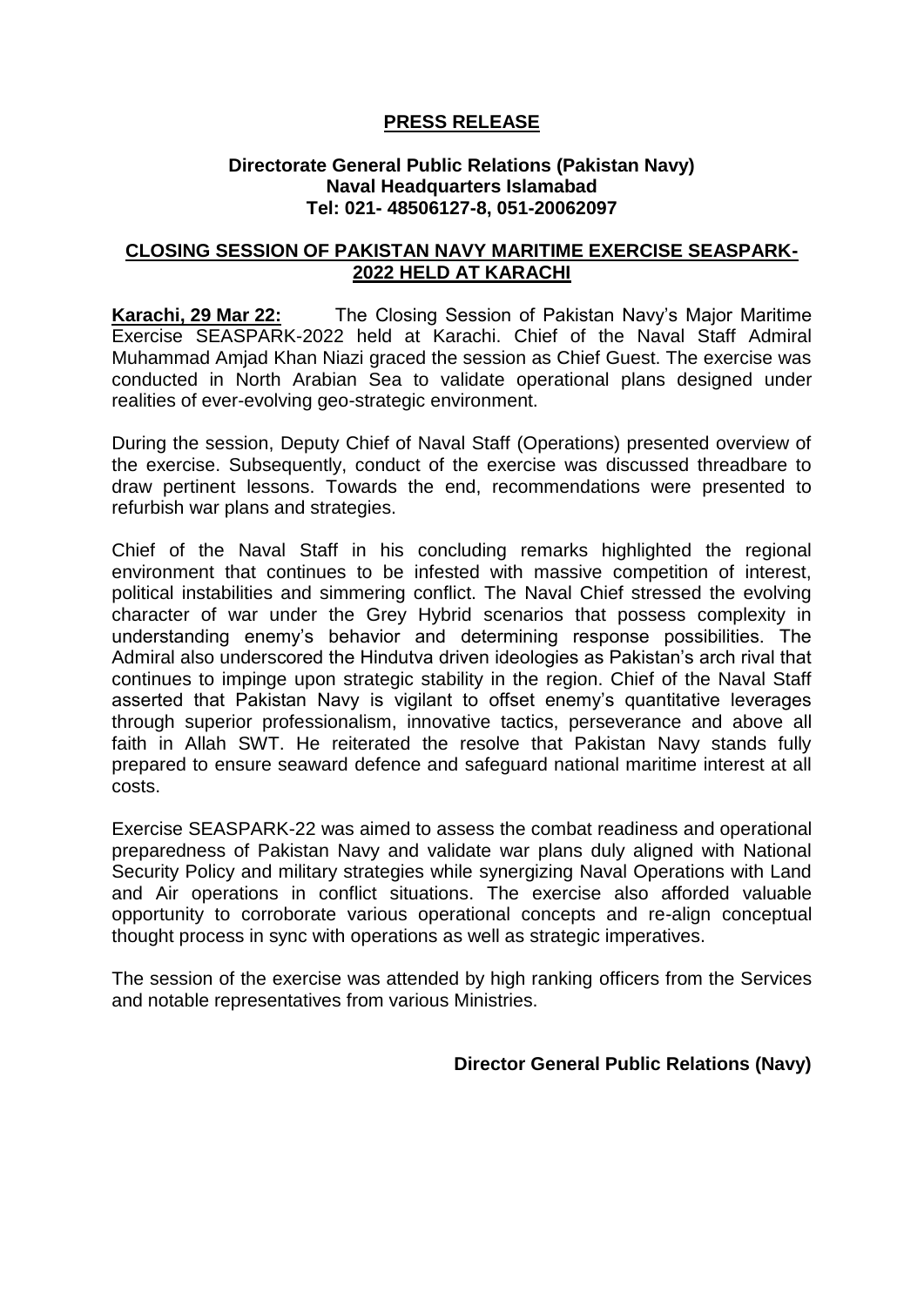# PRESS RELEASE

**Directorate General Public Relations (Pakistan Navy)**
**Naval Headquarters Islamabad**
**Tel: 021- 48506127-8, 051-20062097**

## CLOSING SESSION OF PAKISTAN NAVY MARITIME EXERCISE SEASPARK-2022 HELD AT KARACHI

**Karachi, 29 Mar 22:** The Closing Session of Pakistan Navy's Major Maritime Exercise SEASPARK-2022 held at Karachi. Chief of the Naval Staff Admiral Muhammad Amjad Khan Niazi graced the session as Chief Guest. The exercise was conducted in North Arabian Sea to validate operational plans designed under realities of ever-evolving geo-strategic environment.

During the session, Deputy Chief of Naval Staff (Operations) presented overview of the exercise. Subsequently, conduct of the exercise was discussed threadbare to draw pertinent lessons. Towards the end, recommendations were presented to refurbish war plans and strategies.

Chief of the Naval Staff in his concluding remarks highlighted the regional environment that continues to be infested with massive competition of interest, political instabilities and simmering conflict. The Naval Chief stressed the evolving character of war under the Grey Hybrid scenarios that possess complexity in understanding enemy's behavior and determining response possibilities. The Admiral also underscored the Hindutva driven ideologies as Pakistan's arch rival that continues to impinge upon strategic stability in the region. Chief of the Naval Staff asserted that Pakistan Navy is vigilant to offset enemy's quantitative leverages through superior professionalism, innovative tactics, perseverance and above all faith in Allah SWT. He reiterated the resolve that Pakistan Navy stands fully prepared to ensure seaward defence and safeguard national maritime interest at all costs.

Exercise SEASPARK-22 was aimed to assess the combat readiness and operational preparedness of Pakistan Navy and validate war plans duly aligned with National Security Policy and military strategies while synergizing Naval Operations with Land and Air operations in conflict situations. The exercise also afforded valuable opportunity to corroborate various operational concepts and re-align conceptual thought process in sync with operations as well as strategic imperatives.

The session of the exercise was attended by high ranking officers from the Services and notable representatives from various Ministries.

**Director General Public Relations (Navy)**